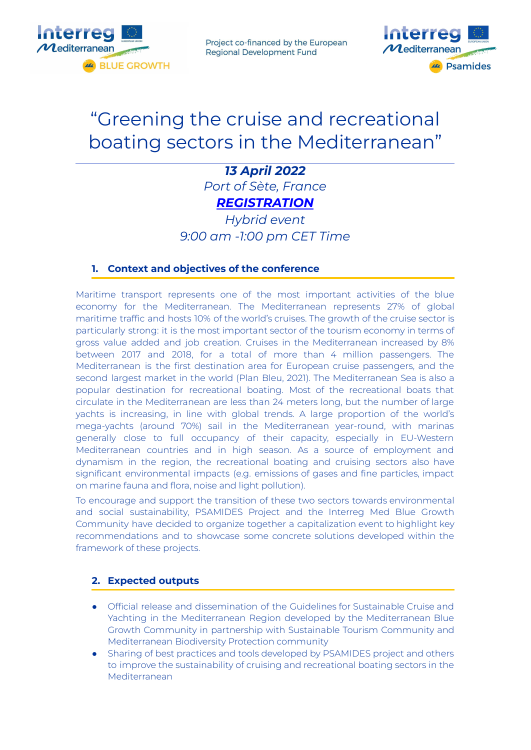Project co-financed by the European Regional Development Fund

# "Greening the cruise and recreational boating sectors in the Mediterranean"

***13 April 2022***

*Port of Sète, France*

***REGISTRATION***

*Hybrid event*

*9:00 am -1:00 pm CET Time*

## 1. Context and objectives of the conference

Maritime transport represents one of the most important activities of the blue economy for the Mediterranean. The Mediterranean represents 27% of global maritime traffic and hosts 10% of the world's cruises. The growth of the cruise sector is particularly strong: it is the most important sector of the tourism economy in terms of gross value added and job creation. Cruises in the Mediterranean increased by 8% between 2017 and 2018, for a total of more than 4 million passengers. The Mediterranean is the first destination area for European cruise passengers, and the second largest market in the world (Plan Bleu, 2021). The Mediterranean Sea is also a popular destination for recreational boating. Most of the recreational boats that circulate in the Mediterranean are less than 24 meters long, but the number of large yachts is increasing, in line with global trends. A large proportion of the world's mega-yachts (around 70%) sail in the Mediterranean year-round, with marinas generally close to full occupancy of their capacity, especially in EU-Western Mediterranean countries and in high season. As a source of employment and dynamism in the region, the recreational boating and cruising sectors also have significant environmental impacts (e.g. emissions of gases and fine particles, impact on marine fauna and flora, noise and light pollution).

To encourage and support the transition of these two sectors towards environmental and social sustainability, PSAMIDES Project and the Interreg Med Blue Growth Community have decided to organize together a capitalization event to highlight key recommendations and to showcase some concrete solutions developed within the framework of these projects.

## 2. Expected outputs

- Official release and dissemination of the Guidelines for Sustainable Cruise and Yachting in the Mediterranean Region developed by the Mediterranean Blue Growth Community in partnership with Sustainable Tourism Community and Mediterranean Biodiversity Protection community
- Sharing of best practices and tools developed by PSAMIDES project and others to improve the sustainability of cruising and recreational boating sectors in the Mediterranean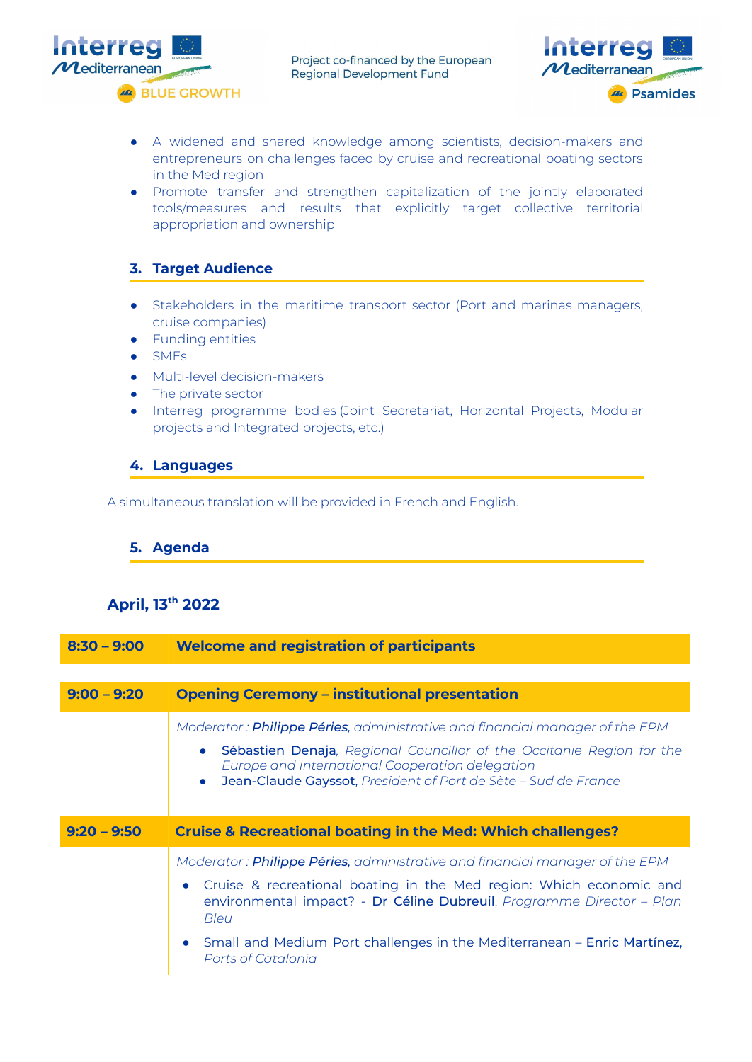- A widened and shared knowledge among scientists, decision-makers and entrepreneurs on challenges faced by cruise and recreational boating sectors in the Med region
- Promote transfer and strengthen capitalization of the jointly elaborated tools/measures and results that explicitly target collective territorial appropriation and ownership

## 3. Target Audience

- Stakeholders in the maritime transport sector (Port and marinas managers, cruise companies)
- Funding entities
- SMEs
- Multi-level decision-makers
- The private sector
- Interreg programme bodies (Joint Secretariat, Horizontal Projects, Modular projects and Integrated projects, etc.)

## 4. Languages

A simultaneous translation will be provided in French and English.

## 5. Agenda

### April, 13th 2022

| | |
|---|---|
| **8:30 – 9:00** | **Welcome and registration of participants** |
| **9:00 – 9:20** | **Opening Ceremony – institutional presentation** |
| | *Moderator : **Philippe Péries**, administrative and financial manager of the EPM*<br>• **Sébastien Denaja**, *Regional Councillor of the Occitanie Region for the Europe and International Cooperation delegation*<br>• **Jean-Claude Gayssot**, *President of Port de Sète – Sud de France* |
| **9:20 – 9:50** | **Cruise & Recreational boating in the Med: Which challenges?** |
| | *Moderator : **Philippe Péries**, administrative and financial manager of the EPM*<br>• Cruise & recreational boating in the Med region: Which economic and environmental impact? - **Dr Céline Dubreuil**, *Programme Director – Plan Bleu*<br>• Small and Medium Port challenges in the Mediterranean – **Enric Martínez**, *Ports of Catalonia* |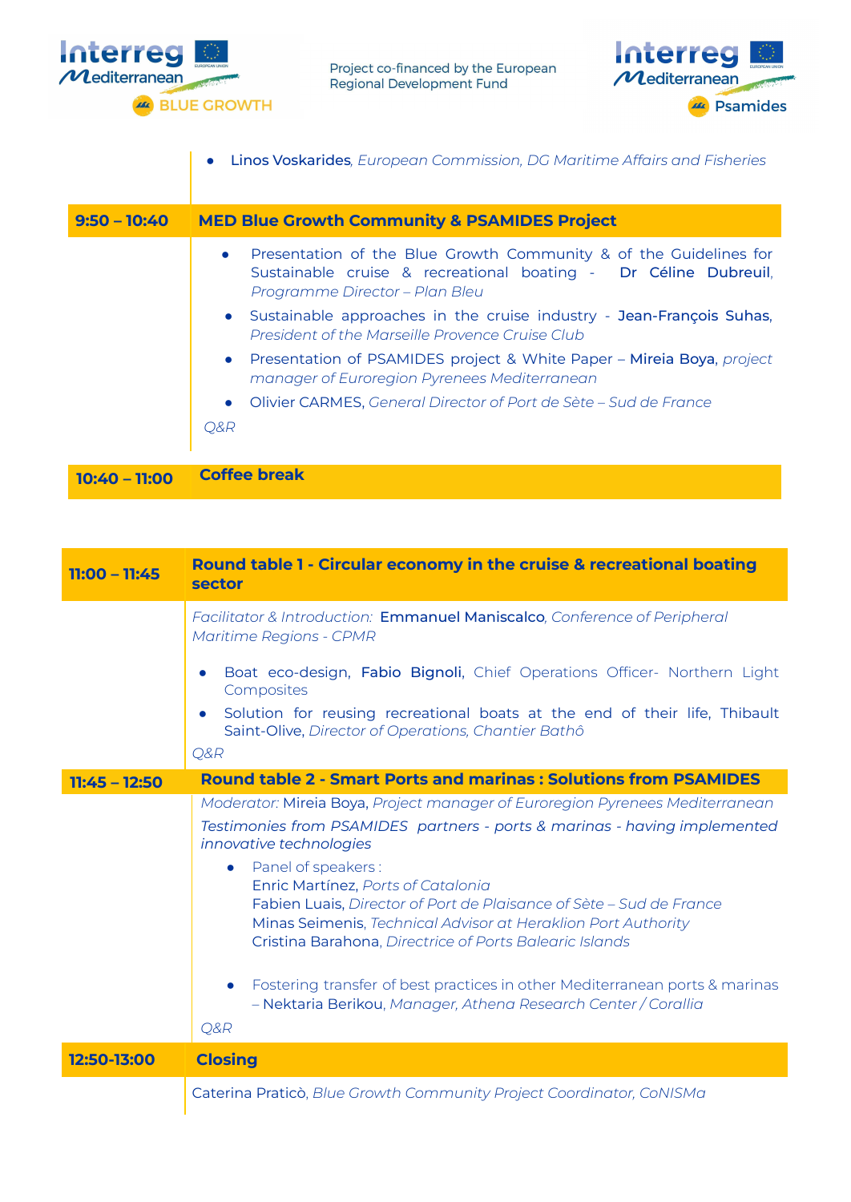- Linos Voskarides, *European Commission, DG Maritime Affairs and Fisheries*

| | |
|---|---|
| **9:50 – 10:40** | **MED Blue Growth Community & PSAMIDES Project** |
| | • Presentation of the Blue Growth Community & of the Guidelines for Sustainable cruise & recreational boating - Dr Céline Dubreuil, *Programme Director – Plan Bleu*<br>• Sustainable approaches in the cruise industry - Jean-François Suhas, *President of the Marseille Provence Cruise Club*<br>• Presentation of PSAMIDES project & White Paper – Mireia Boya, *project manager of Euroregion Pyrenees Mediterranean*<br>• Olivier CARMES, *General Director of Port de Sète – Sud de France*<br>*Q&R* |
| **10:40 – 11:00** | **Coffee break** |

| | |
|---|---|
| **11:00 – 11:45** | **Round table 1 - Circular economy in the cruise & recreational boating sector** |
| | *Facilitator & Introduction:* Emmanuel Maniscalco, *Conference of Peripheral Maritime Regions - CPMR*<br>• Boat eco-design, Fabio Bignoli, Chief Operations Officer- Northern Light Composites<br>• Solution for reusing recreational boats at the end of their life, Thibault Saint-Olive, *Director of Operations, Chantier Bathô*<br>*Q&R* |
| **11:45 – 12:50** | **Round table 2 - Smart Ports and marinas : Solutions from PSAMIDES** |
| | *Moderator:* Mireia Boya, *Project manager of Euroregion Pyrenees Mediterranean*<br>*Testimonies from PSAMIDES partners - ports & marinas - having implemented innovative technologies*<br>• Panel of speakers :<br>Enric Martínez, *Ports of Catalonia*<br>Fabien Luais, *Director of Port de Plaisance of Sète – Sud de France*<br>Minas Seimenis, *Technical Advisor at Heraklion Port Authority*<br>Cristina Barahona, *Directrice of Ports Balearic Islands*<br>• Fostering transfer of best practices in other Mediterranean ports & marinas – Nektaria Berikou, *Manager, Athena Research Center / Corallia*<br>*Q&R* |
| **12:50-13:00** | **Closing** |
| | Caterina Praticò, *Blue Growth Community Project Coordinator, CoNISMa* |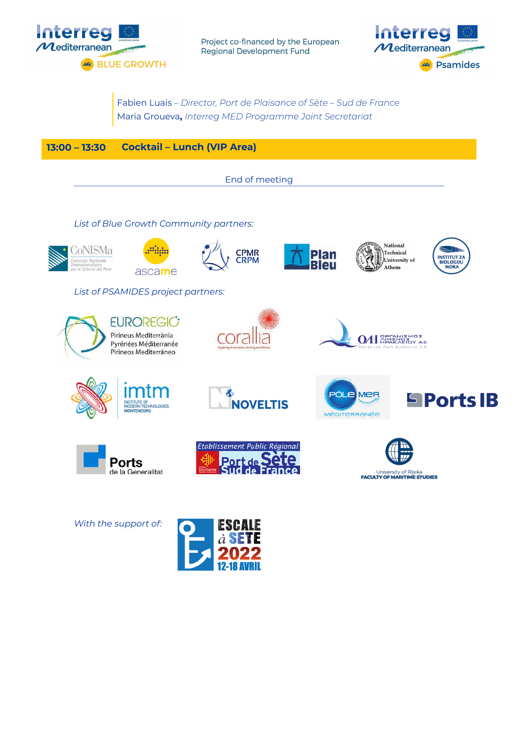Project co-financed by the European Regional Development Fund

Fabien Luais – *Director, Port de Plaisance of Sète – Sud de France*
Maria Groueva, *Interreg MED Programme Joint Secretariat*

| | |
|---|---|
| **13:00 – 13:30** | **Cocktail – Lunch (VIP Area)** |

End of meeting

---

*List of Blue Growth Community partners:*

*List of PSAMIDES project partners:*

*With the support of:*